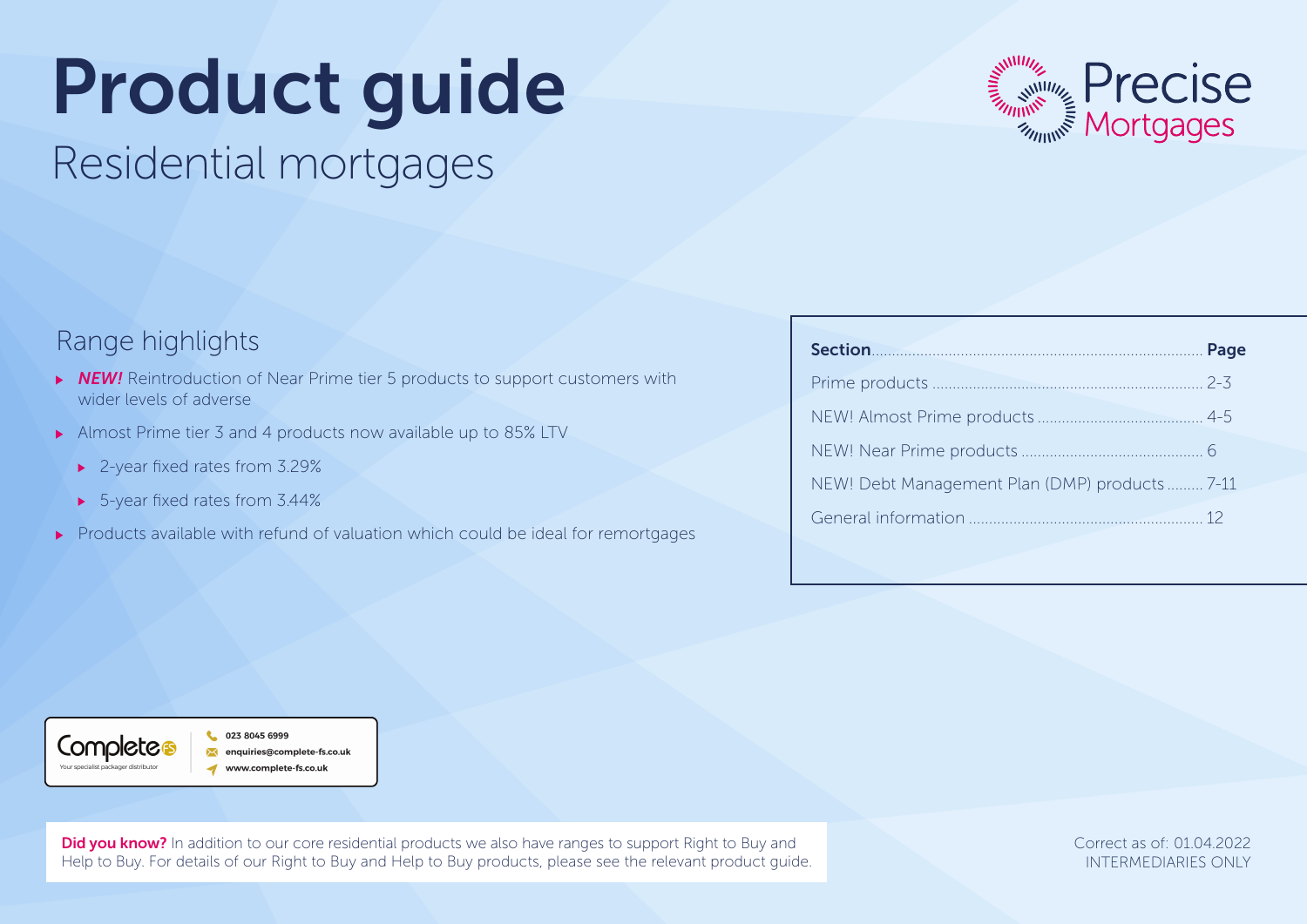# Product guide

## Residential mortgages

Precise Mortgages

### Range highlights

- ***NEW!*** Reintroduction of Near Prime tier 5 products to support customers with wider levels of adverse
- Almost Prime tier 3 and 4 products now available up to 85% LTV
  - 2-year fixed rates from 3.29%
  - 5-year fixed rates from 3.44%
- Products available with refund of valuation which could be ideal for remortgages

| **Section** | **Page** |
|---|---|
| Prime products | 2-3 |
| NEW! Almost Prime products | 4-5 |
| NEW! Near Prime products | 6 |
| NEW! Debt Management Plan (DMP) products | 7-11 |
| General information | 12 |

Complete FS – Your specialist packager distributor
023 8045 6999
enquiries@complete-fs.co.uk
www.complete-fs.co.uk

**Did you know?** In addition to our core residential products we also have ranges to support Right to Buy and Help to Buy. For details of our Right to Buy and Help to Buy products, please see the relevant product guide.

Correct as of: 01.04.2022
INTERMEDIARIES ONLY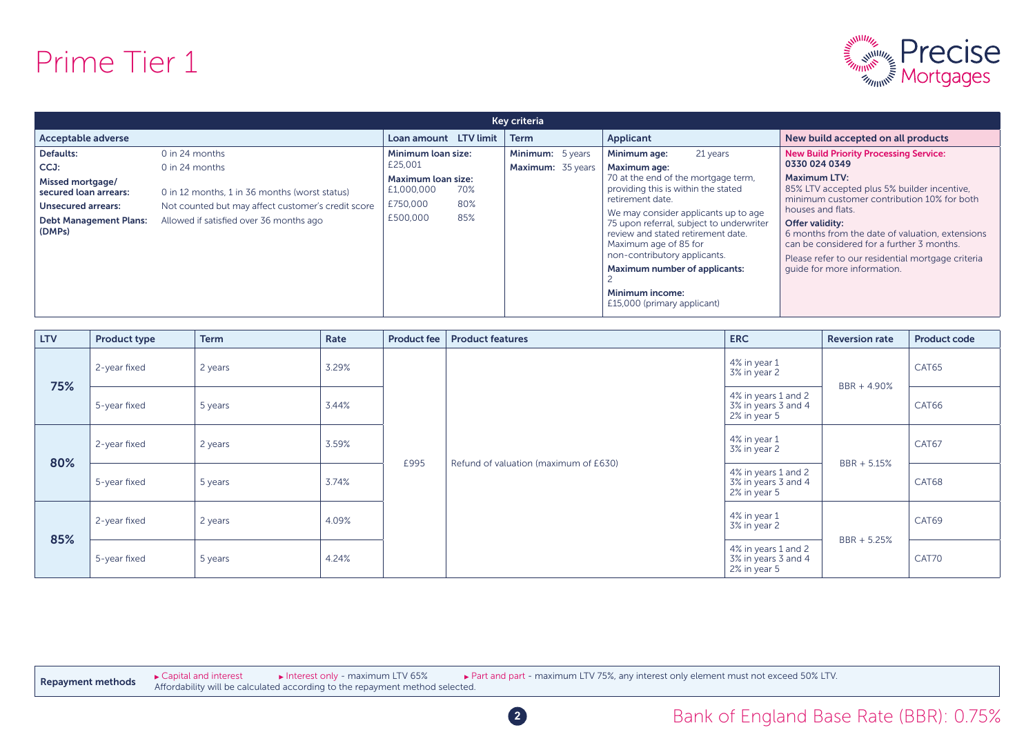# Prime Tier 1

| Key criteria | | | | | | |
|---|---|---|---|---|---|---|
| **Acceptable adverse** | | **Loan amount** | **LTV limit** | **Term** | **Applicant** | **New build accepted on all products** |
| **Defaults:** | 0 in 24 months | **Minimum loan size:** £25,001 | | **Minimum:** 5 years | **Minimum age:** 21 years | **New Build Priority Processing Service: 0330 024 0349** |
| **CCJ:** | 0 in 24 months | **Maximum loan size:** | | **Maximum:** 35 years | **Maximum age:** 70 at the end of the mortgage term, providing this is within the stated retirement date. | **Maximum LTV:** 85% LTV accepted plus 5% builder incentive, minimum customer contribution 10% for both houses and flats. |
| **Missed mortgage/ secured loan arrears:** | 0 in 12 months, 1 in 36 months (worst status) | £1,000,000 | 70% | | We may consider applicants up to age 75 upon referral, subject to underwriter review and stated retirement date. Maximum age of 85 for non-contributory applicants. | **Offer validity:** 6 months from the date of valuation, extensions can be considered for a further 3 months. |
| **Unsecured arrears:** | Not counted but may affect customer's credit score | £750,000 | 80% | | **Maximum number of applicants:** 2 | Please refer to our residential mortgage criteria guide for more information. |
| **Debt Management Plans: (DMPs)** | Allowed if satisfied over 36 months ago | £500,000 | 85% | | **Minimum income:** £15,000 (primary applicant) | |

| LTV | Product type | Term | Rate | Product fee | Product features | ERC | Reversion rate | Product code |
|---|---|---|---|---|---|---|---|---|
| 75% | 2-year fixed | 2 years | 3.29% | £995 | Refund of valuation (maximum of £630) | 4% in year 1<br>3% in year 2 | BBR + 4.90% | CAT65 |
| 75% | 5-year fixed | 5 years | 3.44% | £995 | Refund of valuation (maximum of £630) | 4% in years 1 and 2<br>3% in years 3 and 4<br>2% in year 5 | BBR + 4.90% | CAT66 |
| 80% | 2-year fixed | 2 years | 3.59% | £995 | Refund of valuation (maximum of £630) | 4% in year 1<br>3% in year 2 | BBR + 5.15% | CAT67 |
| 80% | 5-year fixed | 5 years | 3.74% | £995 | Refund of valuation (maximum of £630) | 4% in years 1 and 2<br>3% in years 3 and 4<br>2% in year 5 | BBR + 5.15% | CAT68 |
| 85% | 2-year fixed | 2 years | 4.09% | £995 | Refund of valuation (maximum of £630) | 4% in year 1<br>3% in year 2 | BBR + 5.25% | CAT69 |
| 85% | 5-year fixed | 5 years | 4.24% | £995 | Refund of valuation (maximum of £630) | 4% in years 1 and 2<br>3% in years 3 and 4<br>2% in year 5 | BBR + 5.25% | CAT70 |

**Repayment methods**

- Capital and interest
- Interest only - maximum LTV 65%
- Part and part - maximum LTV 75%, any interest only element must not exceed 50% LTV.

Affordability will be calculated according to the repayment method selected.

Bank of England Base Rate (BBR): 0.75%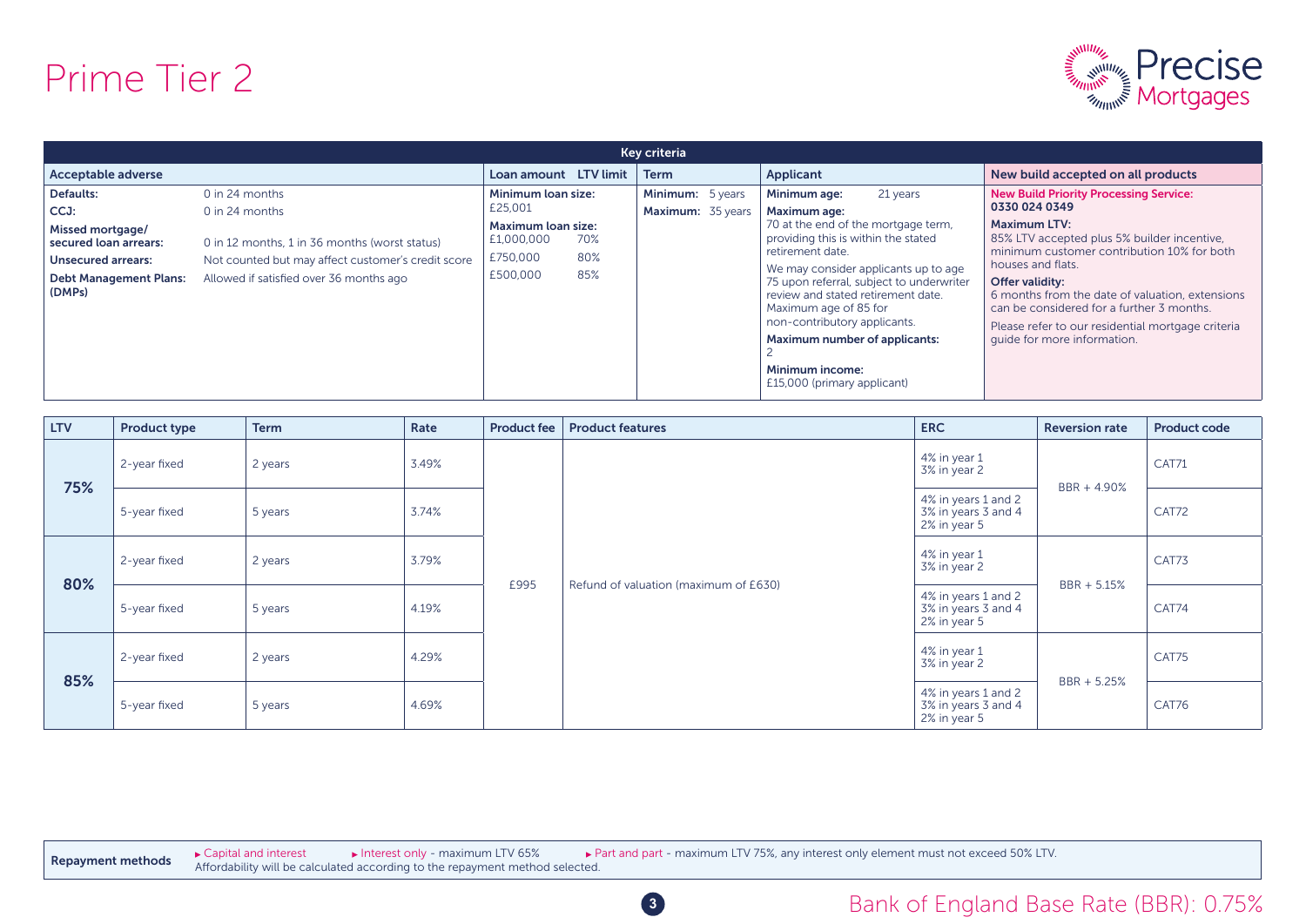# Prime Tier 2

Precise Mortgages

## Key criteria

| Acceptable adverse | | Loan amount / LTV limit | | Term | Applicant | New build accepted on all products |
|---|---|---|---|---|---|---|
| **Defaults:** | 0 in 24 months | **Minimum loan size:** £25,001 | | **Minimum:** 5 years | **Minimum age:** 21 years | **New Build Priority Processing Service: 0330 024 0349** |
| **CCJ:** | 0 in 24 months | **Maximum loan size:** | | **Maximum:** 35 years | **Maximum age:** 70 at the end of the mortgage term, providing this is within the stated retirement date. | **Maximum LTV:** 85% LTV accepted plus 5% builder incentive, minimum customer contribution 10% for both houses and flats. |
| **Missed mortgage/ secured loan arrears:** | 0 in 12 months, 1 in 36 months (worst status) | £1,000,000 | 70% | | We may consider applicants up to age 75 upon referral, subject to underwriter review and stated retirement date. Maximum age of 85 for non-contributory applicants. | **Offer validity:** 6 months from the date of valuation, extensions can be considered for a further 3 months. |
| **Unsecured arrears:** | Not counted but may affect customer's credit score | £750,000 | 80% | | **Maximum number of applicants:** 2 | Please refer to our residential mortgage criteria guide for more information. |
| **Debt Management Plans: (DMPs)** | Allowed if satisfied over 36 months ago | £500,000 | 85% | | **Minimum income:** £15,000 (primary applicant) | |

| LTV | Product type | Term | Rate | Product fee | Product features | ERC | Reversion rate | Product code |
|---|---|---|---|---|---|---|---|---|
| **75%** | 2-year fixed | 2 years | 3.49% | £995 | Refund of valuation (maximum of £630) | 4% in year 1<br>3% in year 2 | BBR + 4.90% | CAT71 |
| | 5-year fixed | 5 years | 3.74% | | | 4% in years 1 and 2<br>3% in years 3 and 4<br>2% in year 5 | | CAT72 |
| **80%** | 2-year fixed | 2 years | 3.79% | | | 4% in year 1<br>3% in year 2 | BBR + 5.15% | CAT73 |
| | 5-year fixed | 5 years | 4.19% | | | 4% in years 1 and 2<br>3% in years 3 and 4<br>2% in year 5 | | CAT74 |
| **85%** | 2-year fixed | 2 years | 4.29% | | | 4% in year 1<br>3% in year 2 | BBR + 5.25% | CAT75 |
| | 5-year fixed | 5 years | 4.69% | | | 4% in years 1 and 2<br>3% in years 3 and 4<br>2% in year 5 | | CAT76 |

**Repayment methods**

- Capital and interest
- Interest only - maximum LTV 65%
- Part and part - maximum LTV 75%, any interest only element must not exceed 50% LTV.

Affordability will be calculated according to the repayment method selected.

Bank of England Base Rate (BBR): 0.75%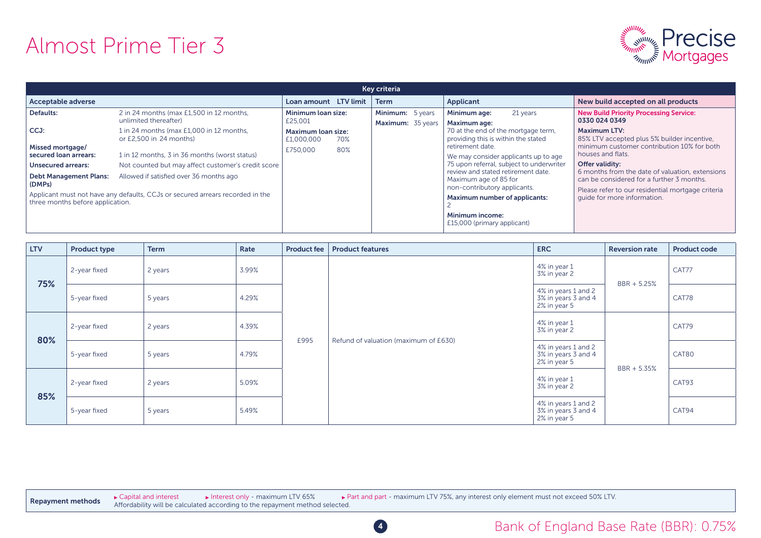# Almost Prime Tier 3

Precise Mortgages

## Key criteria

| Acceptable adverse | | Loan amount / LTV limit | Term | Applicant | New build accepted on all products |
|---|---|---|---|---|---|
| **Defaults:** | 2 in 24 months (max £1,500 in 12 months, unlimited thereafter) | **Minimum loan size:** £25,001 | **Minimum:** 5 years | **Minimum age:** 21 years | **New Build Priority Processing Service: 0330 024 0349** |
| **CCJ:** | 1 in 24 months (max £1,000 in 12 months, or £2,500 in 24 months) | **Maximum loan size:** £1,000,000 – 70% | **Maximum:** 35 years | **Maximum age:** 70 at the end of the mortgage term, providing this is within the stated retirement date. | **Maximum LTV:** 85% LTV accepted plus 5% builder incentive, minimum customer contribution 10% for both houses and flats. |
| **Missed mortgage/ secured loan arrears:** | 1 in 12 months, 3 in 36 months (worst status) | £750,000 – 80% | | We may consider applicants up to age 75 upon referral, subject to underwriter review and stated retirement date. Maximum age of 85 for non-contributory applicants. | **Offer validity:** 6 months from the date of valuation, extensions can be considered for a further 3 months. |
| **Unsecured arrears:** | Not counted but may affect customer's credit score | | | **Maximum number of applicants:** 2 | Please refer to our residential mortgage criteria guide for more information. |
| **Debt Management Plans: (DMPs)** | Allowed if satisfied over 36 months ago | | | **Minimum income:** £15,000 (primary applicant) | |
| Applicant must not have any defaults, CCJs or secured arrears recorded in the three months before application. | | | | | |

| LTV | Product type | Term | Rate | Product fee | Product features | ERC | Reversion rate | Product code |
|---|---|---|---|---|---|---|---|---|
| 75% | 2-year fixed | 2 years | 3.99% | £995 | Refund of valuation (maximum of £630) | 4% in year 1<br>3% in year 2 | BBR + 5.25% | CAT77 |
| 75% | 5-year fixed | 5 years | 4.29% | £995 | Refund of valuation (maximum of £630) | 4% in years 1 and 2<br>3% in years 3 and 4<br>2% in year 5 | BBR + 5.25% | CAT78 |
| 80% | 2-year fixed | 2 years | 4.39% | £995 | Refund of valuation (maximum of £630) | 4% in year 1<br>3% in year 2 | BBR + 5.35% | CAT79 |
| 80% | 5-year fixed | 5 years | 4.79% | £995 | Refund of valuation (maximum of £630) | 4% in years 1 and 2<br>3% in years 3 and 4<br>2% in year 5 | BBR + 5.35% | CAT80 |
| 85% | 2-year fixed | 2 years | 5.09% | £995 | Refund of valuation (maximum of £630) | 4% in year 1<br>3% in year 2 | BBR + 5.35% | CAT93 |
| 85% | 5-year fixed | 5 years | 5.49% | £995 | Refund of valuation (maximum of £630) | 4% in years 1 and 2<br>3% in years 3 and 4<br>2% in year 5 | BBR + 5.35% | CAT94 |

**Repayment methods**

- Capital and interest
- Interest only - maximum LTV 65%
- Part and part - maximum LTV 75%, any interest only element must not exceed 50% LTV.

Affordability will be calculated according to the repayment method selected.

Bank of England Base Rate (BBR): 0.75%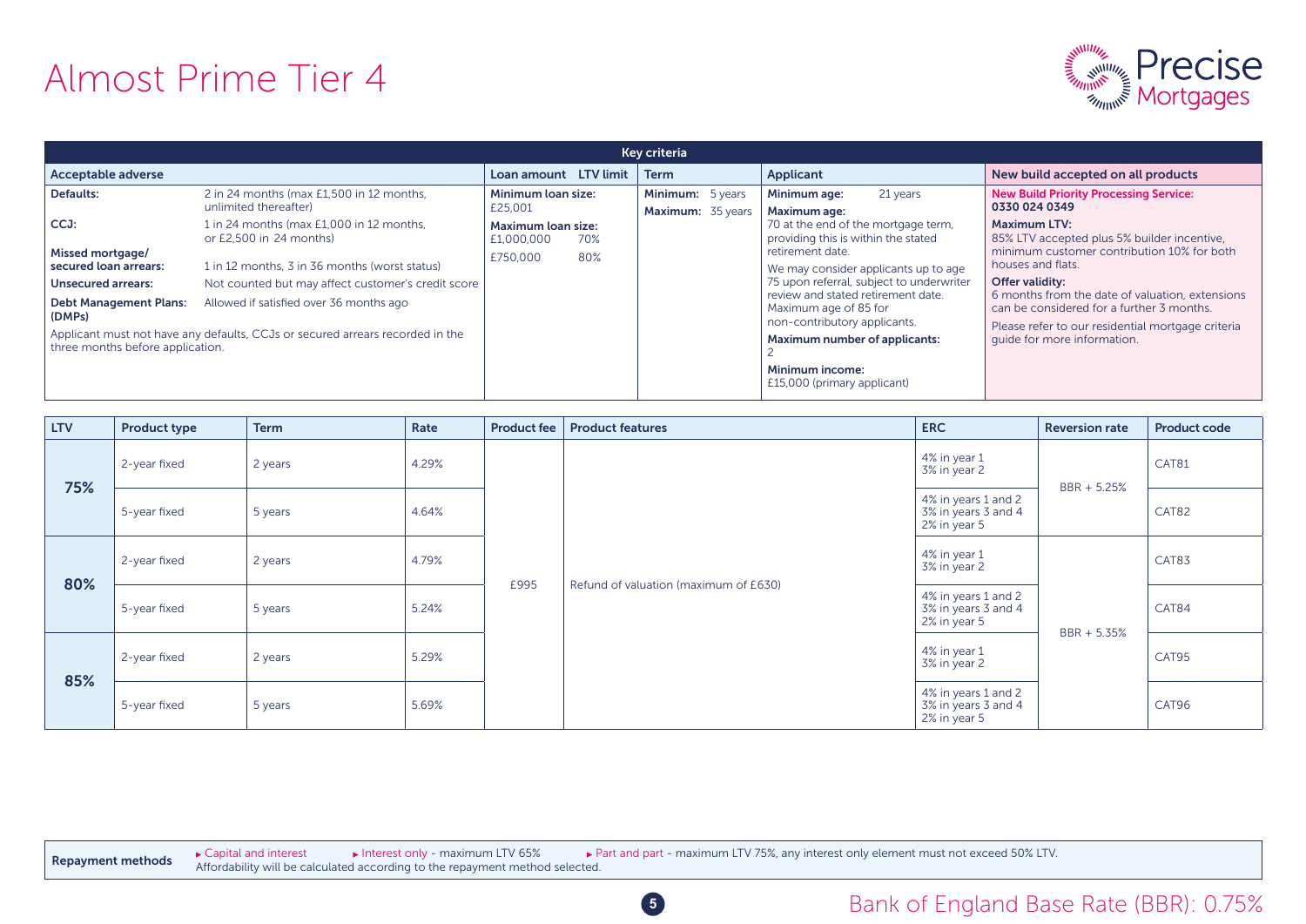# Almost Prime Tier 4

Precise Mortgages

## Key criteria

| Acceptable adverse | | Loan amount / LTV limit | Term | Applicant | New build accepted on all products |
|---|---|---|---|---|---|
| **Defaults:** | 2 in 24 months (max £1,500 in 12 months, unlimited thereafter) | **Minimum loan size:** £25,001 | **Minimum:** 5 years | **Minimum age:** 21 years | **New Build Priority Processing Service: 0330 024 0349** |
| **CCJ:** | 1 in 24 months (max £1,000 in 12 months, or £2,500 in 24 months) | **Maximum loan size:** £1,000,000 70% | **Maximum:** 35 years | **Maximum age:** 70 at the end of the mortgage term, providing this is within the stated retirement date. | **Maximum LTV:** 85% LTV accepted plus 5% builder incentive, minimum customer contribution 10% for both houses and flats. |
| **Missed mortgage/ secured loan arrears:** | 1 in 12 months, 3 in 36 months (worst status) | £750,000 80% | | We may consider applicants up to age 75 upon referral, subject to underwriter review and stated retirement date. Maximum age of 85 for non-contributory applicants. | **Offer validity:** 6 months from the date of valuation, extensions can be considered for a further 3 months. |
| **Unsecured arrears:** | Not counted but may affect customer's credit score | | | **Maximum number of applicants:** 2 | Please refer to our residential mortgage criteria guide for more information. |
| **Debt Management Plans: (DMPs)** | Allowed if satisfied over 36 months ago | | | **Minimum income:** £15,000 (primary applicant) | |

Applicant must not have any defaults, CCJs or secured arrears recorded in the three months before application.

| LTV | Product type | Term | Rate | Product fee | Product features | ERC | Reversion rate | Product code |
|---|---|---|---|---|---|---|---|---|
| **75%** | 2-year fixed | 2 years | 4.29% | £995 | Refund of valuation (maximum of £630) | 4% in year 1<br>3% in year 2 | BBR + 5.25% | CAT81 |
| | 5-year fixed | 5 years | 4.64% | | | 4% in years 1 and 2<br>3% in years 3 and 4<br>2% in year 5 | | CAT82 |
| **80%** | 2-year fixed | 2 years | 4.79% | | | 4% in year 1<br>3% in year 2 | BBR + 5.35% | CAT83 |
| | 5-year fixed | 5 years | 5.24% | | | 4% in years 1 and 2<br>3% in years 3 and 4<br>2% in year 5 | | CAT84 |
| **85%** | 2-year fixed | 2 years | 5.29% | | | 4% in year 1<br>3% in year 2 | | CAT95 |
| | 5-year fixed | 5 years | 5.69% | | | 4% in years 1 and 2<br>3% in years 3 and 4<br>2% in year 5 | | CAT96 |

**Repayment methods**
- Capital and interest
- Interest only - maximum LTV 65%
- Part and part - maximum LTV 75%, any interest only element must not exceed 50% LTV.

Affordability will be calculated according to the repayment method selected.

Bank of England Base Rate (BBR): 0.75%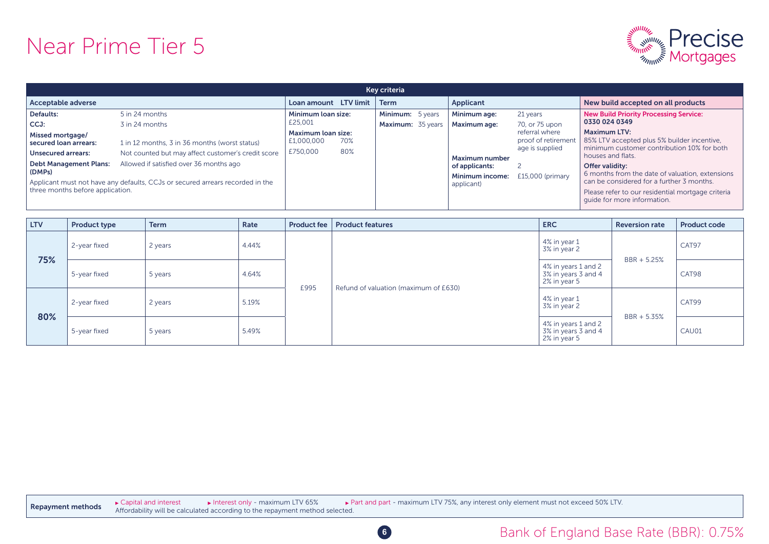# Near Prime Tier 5

## Key criteria

**Acceptable adverse**

| | |
|---|---|
| **Defaults:** | 5 in 24 months |
| **CCJ:** | 3 in 24 months |
| **Missed mortgage/ secured loan arrears:** | 1 in 12 months, 3 in 36 months (worst status) |
| **Unsecured arrears:** | Not counted but may affect customer's credit score |
| **Debt Management Plans: (DMPs)** | Allowed if satisfied over 36 months ago |

Applicant must not have any defaults, CCJs or secured arrears recorded in the three months before application.

**Loan amount / LTV limit**

**Minimum loan size:** £25,001

**Maximum loan size:**

| Loan amount | LTV limit |
|---|---|
| £1,000,000 | 70% |
| £750,000 | 80% |

**Term**

**Minimum:** 5 years
**Maximum:** 35 years

**Applicant**

| | |
|---|---|
| **Minimum age:** | 21 years |
| **Maximum age:** | 70, or 75 upon referral where proof of retirement age is supplied |
| **Maximum number of applicants:** | 2 |
| **Minimum income:** | £15,000 (primary applicant) |

**New build accepted on all products**

**New Build Priority Processing Service:** 0330 024 0349

**Maximum LTV:** 85% LTV accepted plus 5% builder incentive, minimum customer contribution 10% for both houses and flats.

**Offer validity:** 6 months from the date of valuation, extensions can be considered for a further 3 months.

Please refer to our residential mortgage criteria guide for more information.

| LTV | Product type | Term | Rate | Product fee | Product features | ERC | Reversion rate | Product code |
|---|---|---|---|---|---|---|---|---|
| 75% | 2-year fixed | 2 years | 4.44% | £995 | Refund of valuation (maximum of £630) | 4% in year 1<br>3% in year 2 | BBR + 5.25% | CAT97 |
| | 5-year fixed | 5 years | 4.64% | | | 4% in years 1 and 2<br>3% in years 3 and 4<br>2% in year 5 | | CAT98 |
| 80% | 2-year fixed | 2 years | 5.19% | | | 4% in year 1<br>3% in year 2 | BBR + 5.35% | CAT99 |
| | 5-year fixed | 5 years | 5.49% | | | 4% in years 1 and 2<br>3% in years 3 and 4<br>2% in year 5 | | CAU01 |

**Repayment methods**

- Capital and interest
- Interest only - maximum LTV 65%
- Part and part - maximum LTV 75%, any interest only element must not exceed 50% LTV.

Affordability will be calculated according to the repayment method selected.

Bank of England Base Rate (BBR): 0.75%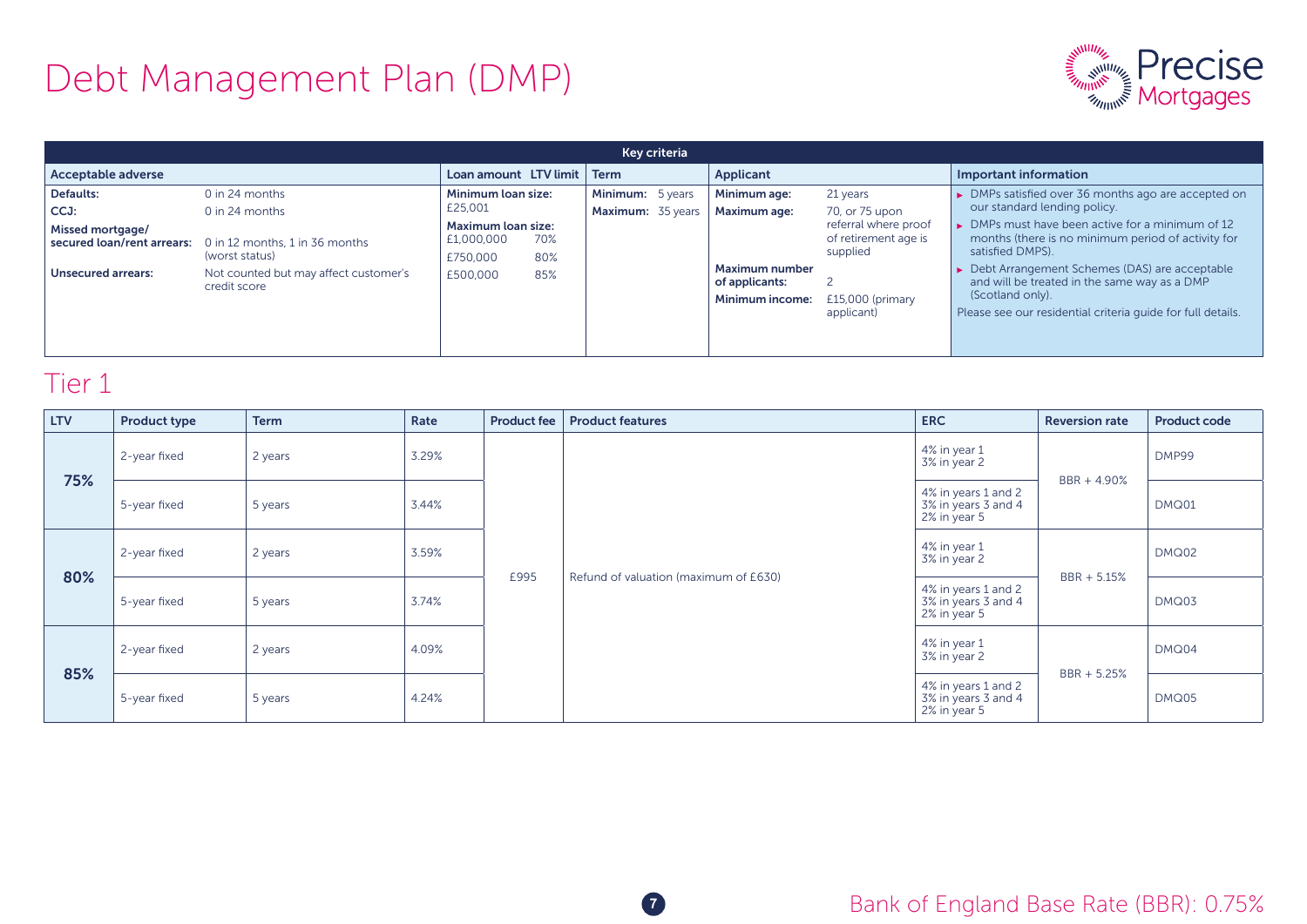# Debt Management Plan (DMP)

Precise Mortgages

## Key criteria

| Acceptable adverse | | Loan amount | LTV limit | Term | | Applicant | | Important information |
|---|---|---|---|---|---|---|---|---|
| **Defaults:** | 0 in 24 months | **Minimum loan size:** £25,001 | | **Minimum:** | 5 years | **Minimum age:** | 21 years | ► DMPs satisfied over 36 months ago are accepted on our standard lending policy. |
| **CCJ:** | 0 in 24 months | **Maximum loan size:** £1,000,000 | 70% | **Maximum:** | 35 years | **Maximum age:** | 70, or 75 upon referral where proof of retirement age is supplied | ► DMPs must have been active for a minimum of 12 months (there is no minimum period of activity for satisfied DMPS). |
| **Missed mortgage/ secured loan/rent arrears:** | 0 in 12 months, 1 in 36 months (worst status) | £750,000 | 80% | | | **Maximum number of applicants:** | 2 | ► Debt Arrangement Schemes (DAS) are acceptable and will be treated in the same way as a DMP (Scotland only). |
| **Unsecured arrears:** | Not counted but may affect customer's credit score | £500,000 | 85% | | | **Minimum income:** | £15,000 (primary applicant) | Please see our residential criteria guide for full details. |

## Tier 1

| LTV | Product type | Term | Rate | Product fee | Product features | ERC | Reversion rate | Product code |
|---|---|---|---|---|---|---|---|---|
| 75% | 2-year fixed | 2 years | 3.29% | £995 | Refund of valuation (maximum of £630) | 4% in year 1<br>3% in year 2 | BBR + 4.90% | DMP99 |
| | 5-year fixed | 5 years | 3.44% | | | 4% in years 1 and 2<br>3% in years 3 and 4<br>2% in year 5 | | DMQ01 |
| 80% | 2-year fixed | 2 years | 3.59% | | | 4% in year 1<br>3% in year 2 | BBR + 5.15% | DMQ02 |
| | 5-year fixed | 5 years | 3.74% | | | 4% in years 1 and 2<br>3% in years 3 and 4<br>2% in year 5 | | DMQ03 |
| 85% | 2-year fixed | 2 years | 4.09% | | | 4% in year 1<br>3% in year 2 | BBR + 5.25% | DMQ04 |
| | 5-year fixed | 5 years | 4.24% | | | 4% in years 1 and 2<br>3% in years 3 and 4<br>2% in year 5 | | DMQ05 |

Bank of England Base Rate (BBR): 0.75%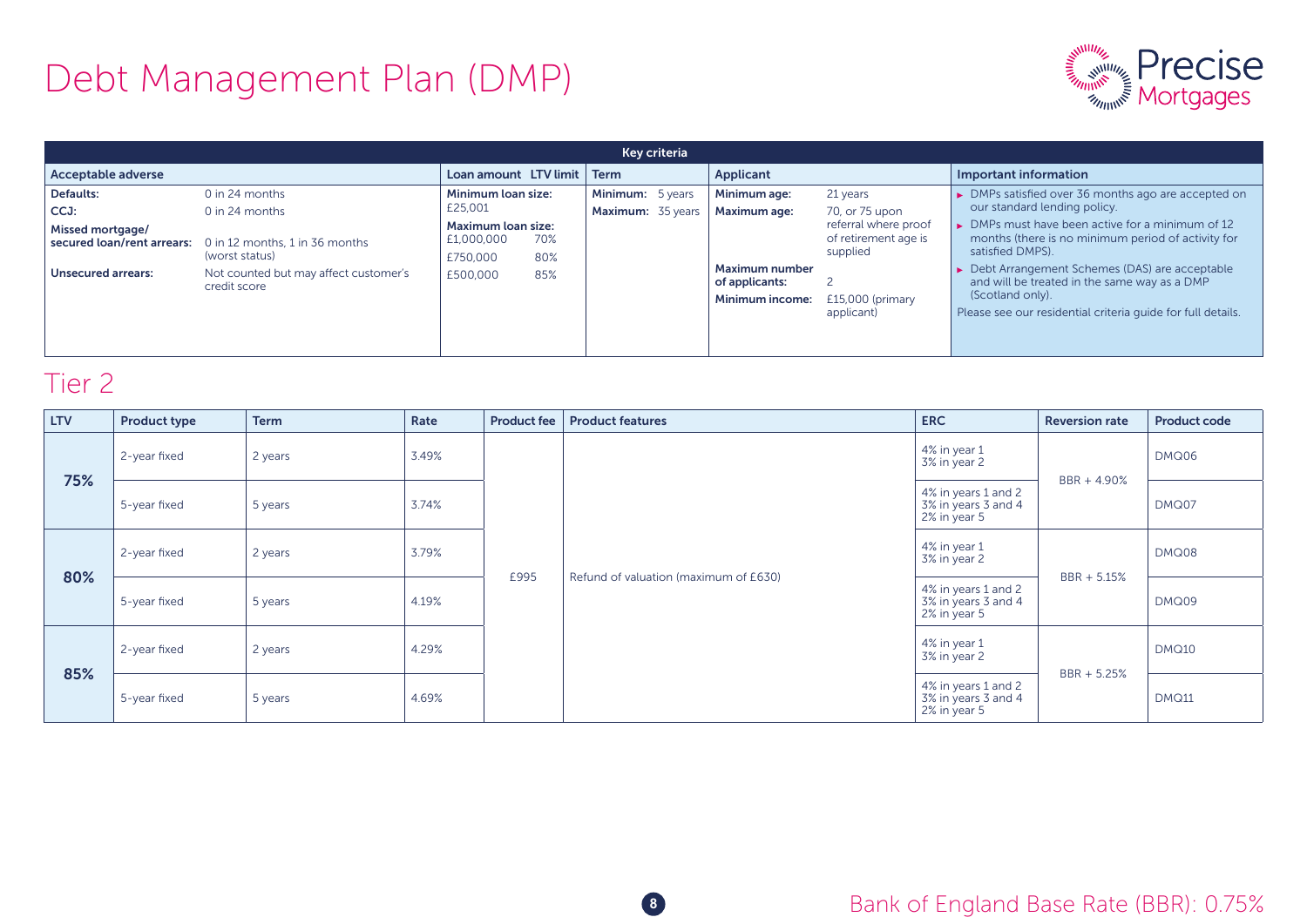# Debt Management Plan (DMP)

| Key criteria | | | | | | | |
|---|---|---|---|---|---|---|---|
| **Acceptable adverse** | | **Loan amount** | **LTV limit** | **Term** | **Applicant** | | **Important information** |
| **Defaults:** | 0 in 24 months | **Minimum loan size:** £25,001 | | **Minimum:** 5 years | **Minimum age:** | 21 years | ► DMPs satisfied over 36 months ago are accepted on our standard lending policy. |
| **CCJ:** | 0 in 24 months | **Maximum loan size:** £1,000,000 | 70% | **Maximum:** 35 years | **Maximum age:** | 70, or 75 upon referral where proof of retirement age is supplied | ► DMPs must have been active for a minimum of 12 months (there is no minimum period of activity for satisfied DMPS). |
| **Missed mortgage/ secured loan/rent arrears:** | 0 in 12 months, 1 in 36 months (worst status) | £750,000 | 80% | | **Maximum number of applicants:** | 2 | ► Debt Arrangement Schemes (DAS) are acceptable and will be treated in the same way as a DMP (Scotland only). |
| **Unsecured arrears:** | Not counted but may affect customer's credit score | £500,000 | 85% | | **Minimum income:** | £15,000 (primary applicant) | Please see our residential criteria guide for full details. |

## Tier 2

| LTV | Product type | Term | Rate | Product fee | Product features | ERC | Reversion rate | Product code |
|---|---|---|---|---|---|---|---|---|
| **75%** | 2-year fixed | 2 years | 3.49% | £995 | Refund of valuation (maximum of £630) | 4% in year 1<br>3% in year 2 | BBR + 4.90% | DMQ06 |
| | 5-year fixed | 5 years | 3.74% | | | 4% in years 1 and 2<br>3% in years 3 and 4<br>2% in year 5 | | DMQ07 |
| **80%** | 2-year fixed | 2 years | 3.79% | | | 4% in year 1<br>3% in year 2 | BBR + 5.15% | DMQ08 |
| | 5-year fixed | 5 years | 4.19% | | | 4% in years 1 and 2<br>3% in years 3 and 4<br>2% in year 5 | | DMQ09 |
| **85%** | 2-year fixed | 2 years | 4.29% | | | 4% in year 1<br>3% in year 2 | BBR + 5.25% | DMQ10 |
| | 5-year fixed | 5 years | 4.69% | | | 4% in years 1 and 2<br>3% in years 3 and 4<br>2% in year 5 | | DMQ11 |

Bank of England Base Rate (BBR): 0.75%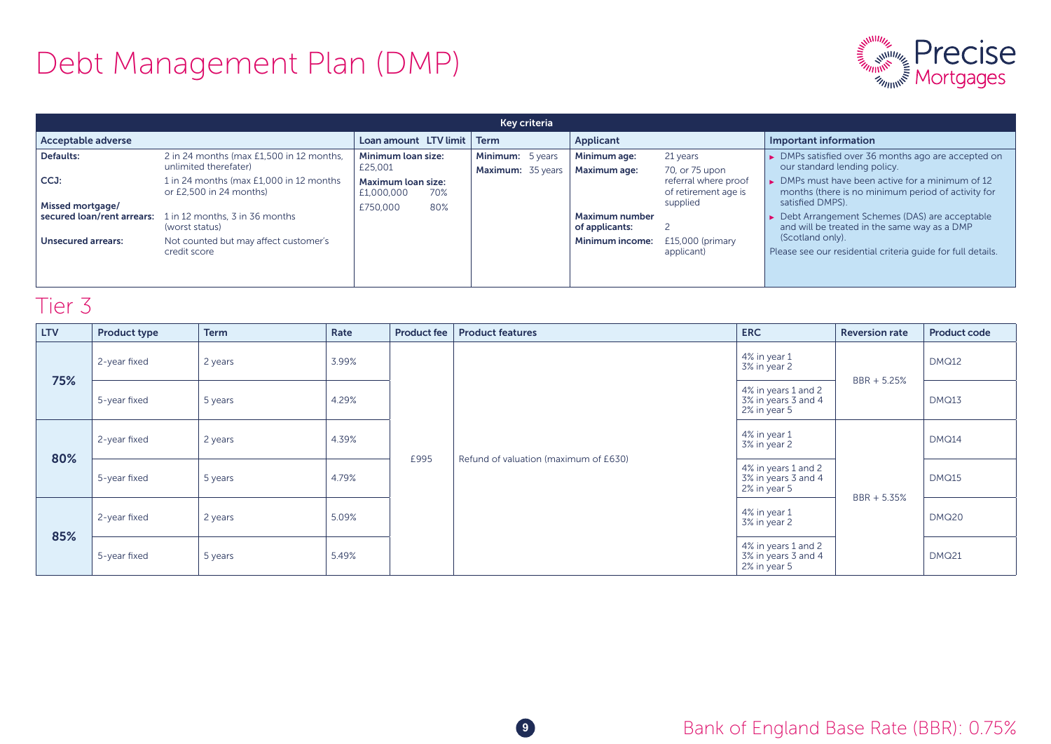# Debt Management Plan (DMP)

| Key criteria | | | | | | | |
|---|---|---|---|---|---|---|---|
| **Acceptable adverse** | | **Loan amount** | **LTV limit** | **Term** | **Applicant** | | **Important information** |
| **Defaults:** | 2 in 24 months (max £1,500 in 12 months, unlimited therefater) | **Minimum loan size:** £25,001 | | **Minimum:** 5 years<br>**Maximum:** 35 years | **Minimum age:** | 21 years | ► DMPs satisfied over 36 months ago are accepted on our standard lending policy. |
| **CCJ:** | 1 in 24 months (max £1,000 in 12 months or £2,500 in 24 months) | **Maximum loan size:** £1,000,000 | 70% | | **Maximum age:** | 70, or 75 upon referral where proof of retirement age is supplied | ► DMPs must have been active for a minimum of 12 months (there is no minimum period of activity for satisfied DMPS). |
| **Missed mortgage/ secured loan/rent arrears:** | 1 in 12 months, 3 in 36 months (worst status) | £750,000 | 80% | | **Maximum number of applicants:** | 2 | ► Debt Arrangement Schemes (DAS) are acceptable and will be treated in the same way as a DMP (Scotland only). |
| **Unsecured arrears:** | Not counted but may affect customer's credit score | | | | **Minimum income:** | £15,000 (primary applicant) | Please see our residential criteria guide for full details. |

## Tier 3

| LTV | Product type | Term | Rate | Product fee | Product features | ERC | Reversion rate | Product code |
|---|---|---|---|---|---|---|---|---|
| **75%** | 2-year fixed | 2 years | 3.99% | £995 | Refund of valuation (maximum of £630) | 4% in year 1<br>3% in year 2 | BBR + 5.25% | DMQ12 |
| | 5-year fixed | 5 years | 4.29% | | | 4% in years 1 and 2<br>3% in years 3 and 4<br>2% in year 5 | | DMQ13 |
| **80%** | 2-year fixed | 2 years | 4.39% | | | 4% in year 1<br>3% in year 2 | BBR + 5.35% | DMQ14 |
| | 5-year fixed | 5 years | 4.79% | | | 4% in years 1 and 2<br>3% in years 3 and 4<br>2% in year 5 | | DMQ15 |
| **85%** | 2-year fixed | 2 years | 5.09% | | | 4% in year 1<br>3% in year 2 | | DMQ20 |
| | 5-year fixed | 5 years | 5.49% | | | 4% in years 1 and 2<br>3% in years 3 and 4<br>2% in year 5 | | DMQ21 |

Bank of England Base Rate (BBR): 0.75%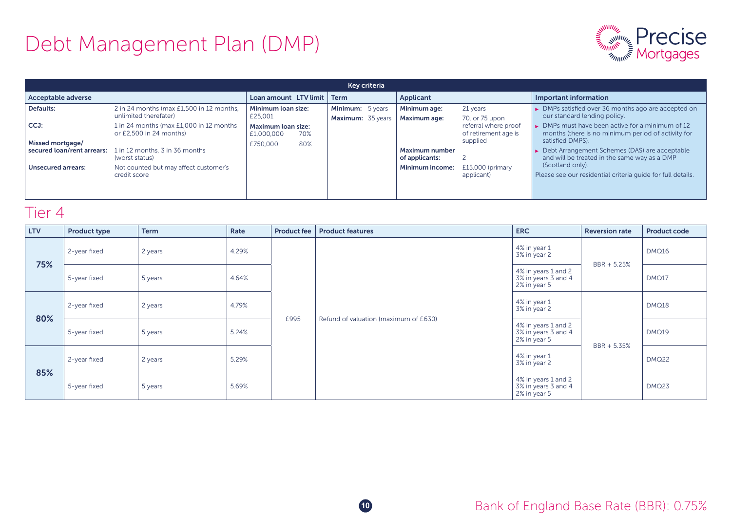# Debt Management Plan (DMP)

Precise Mortgages

| Key criteria | | | | | | | |
|---|---|---|---|---|---|---|---|
| **Acceptable adverse** | | **Loan amount** | **LTV limit** | **Term** | **Applicant** | | **Important information** |
| **Defaults:** | 2 in 24 months (max £1,500 in 12 months, unlimited therefater) | **Minimum loan size:** £25,001 | | **Minimum:** 5 years | **Minimum age:** | 21 years | ► DMPs satisfied over 36 months ago are accepted on our standard lending policy. |
| **CCJ:** | 1 in 24 months (max £1,000 in 12 months or £2,500 in 24 months) | **Maximum loan size:** £1,000,000 | 70% | **Maximum:** 35 years | **Maximum age:** | 70, or 75 upon referral where proof of retirement age is supplied | ► DMPs must have been active for a minimum of 12 months (there is no minimum period of activity for satisfied DMPS). |
| **Missed mortgage/ secured loan/rent arrears:** | 1 in 12 months, 3 in 36 months (worst status) | £750,000 | 80% | | **Maximum number of applicants:** | 2 | ► Debt Arrangement Schemes (DAS) are acceptable and will be treated in the same way as a DMP (Scotland only). |
| **Unsecured arrears:** | Not counted but may affect customer's credit score | | | | **Minimum income:** | £15,000 (primary applicant) | Please see our residential criteria guide for full details. |

## Tier 4

| LTV | Product type | Term | Rate | Product fee | Product features | ERC | Reversion rate | Product code |
|---|---|---|---|---|---|---|---|---|
| **75%** | 2-year fixed | 2 years | 4.29% | £995 | Refund of valuation (maximum of £630) | 4% in year 1<br>3% in year 2 | BBR + 5.25% | DMQ16 |
| | 5-year fixed | 5 years | 4.64% | | | 4% in years 1 and 2<br>3% in years 3 and 4<br>2% in year 5 | | DMQ17 |
| **80%** | 2-year fixed | 2 years | 4.79% | | | 4% in year 1<br>3% in year 2 | BBR + 5.35% | DMQ18 |
| | 5-year fixed | 5 years | 5.24% | | | 4% in years 1 and 2<br>3% in years 3 and 4<br>2% in year 5 | | DMQ19 |
| **85%** | 2-year fixed | 2 years | 5.29% | | | 4% in year 1<br>3% in year 2 | | DMQ22 |
| | 5-year fixed | 5 years | 5.69% | | | 4% in years 1 and 2<br>3% in years 3 and 4<br>2% in year 5 | | DMQ23 |

Bank of England Base Rate (BBR): 0.75%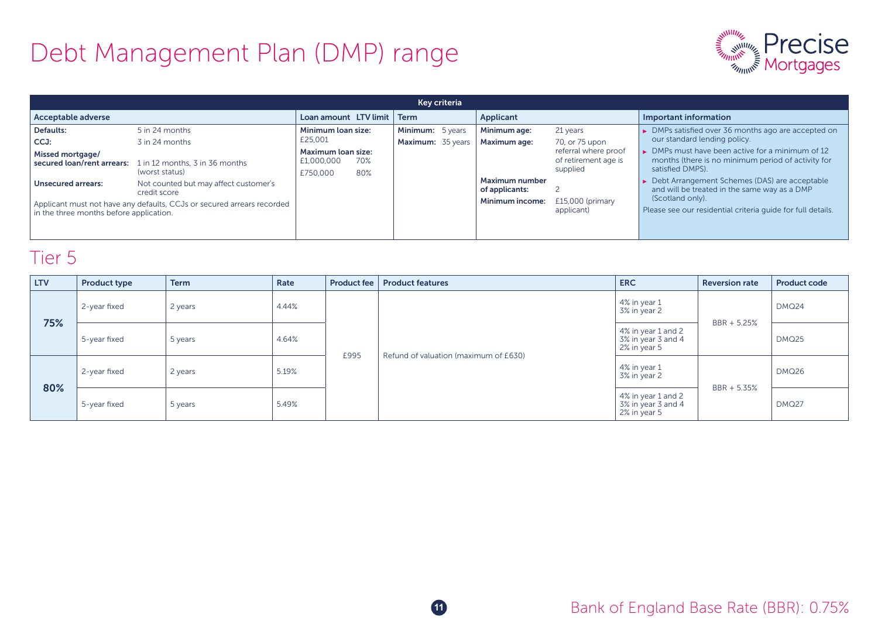# Debt Management Plan (DMP) range

Precise Mortgages

## Key criteria

| Acceptable adverse | | Loan amount | LTV limit | Term | | Applicant | | Important information |
|---|---|---|---|---|---|---|---|---|
| **Defaults:** | 5 in 24 months | **Minimum loan size:** £25,001 | | **Minimum:** | 5 years | **Minimum age:** | 21 years | ► DMPs satisfied over 36 months ago are accepted on our standard lending policy. |
| **CCJ:** | 3 in 24 months | **Maximum loan size:** | | **Maximum:** | 35 years | **Maximum age:** | 70, or 75 upon referral where proof of retirement age is supplied | ► DMPs must have been active for a minimum of 12 months (there is no minimum period of activity for satisfied DMPS). |
| **Missed mortgage/ secured loan/rent arrears:** | 1 in 12 months, 3 in 36 months (worst status) | £1,000,000 | 70% | | | **Maximum number of applicants:** | 2 | ► Debt Arrangement Schemes (DAS) are acceptable and will be treated in the same way as a DMP (Scotland only). |
| **Unsecured arrears:** | Not counted but may affect customer's credit score | £750,000 | 80% | | | **Minimum income:** | £15,000 (primary applicant) | Please see our residential criteria guide for full details. |
| Applicant must not have any defaults, CCJs or secured arrears recorded in the three months before application. | | | | | | | | |

## Tier 5

| LTV | Product type | Term | Rate | Product fee | Product features | ERC | Reversion rate | Product code |
|---|---|---|---|---|---|---|---|---|
| 75% | 2-year fixed | 2 years | 4.44% | £995 | Refund of valuation (maximum of £630) | 4% in year 1<br>3% in year 2 | BBR + 5.25% | DMQ24 |
| | 5-year fixed | 5 years | 4.64% | | | 4% in year 1 and 2<br>3% in year 3 and 4<br>2% in year 5 | | DMQ25 |
| 80% | 2-year fixed | 2 years | 5.19% | | | 4% in year 1<br>3% in year 2 | BBR + 5.35% | DMQ26 |
| | 5-year fixed | 5 years | 5.49% | | | 4% in year 1 and 2<br>3% in year 3 and 4<br>2% in year 5 | | DMQ27 |

Bank of England Base Rate (BBR): 0.75%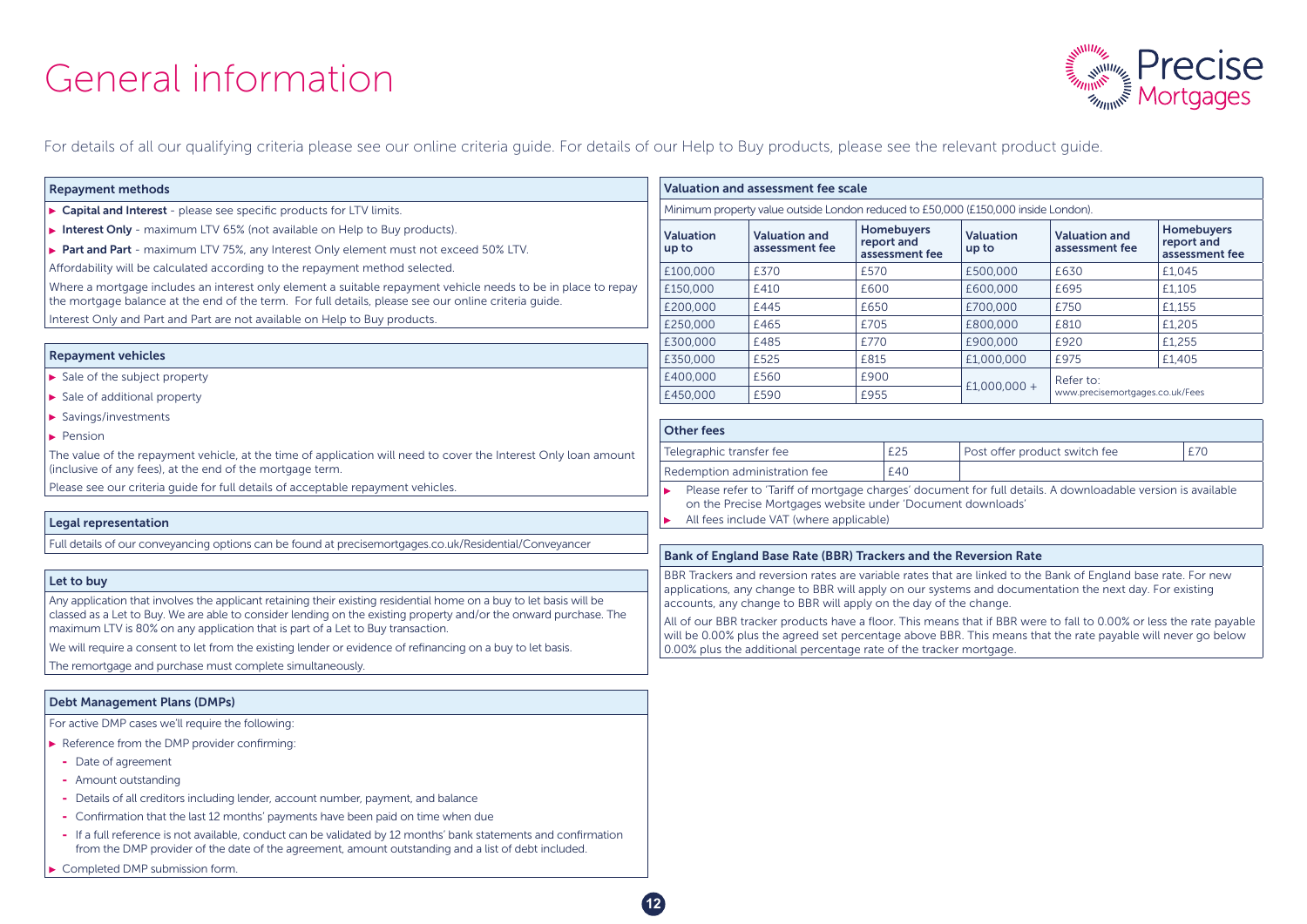# General information

For details of all our qualifying criteria please see our online criteria guide. For details of our Help to Buy products, please see the relevant product guide.

## Repayment methods

- **Capital and Interest** - please see specific products for LTV limits.
- **Interest Only** - maximum LTV 65% (not available on Help to Buy products).
- **Part and Part** - maximum LTV 75%, any Interest Only element must not exceed 50% LTV.

Affordability will be calculated according to the repayment method selected.

Where a mortgage includes an interest only element a suitable repayment vehicle needs to be in place to repay the mortgage balance at the end of the term. For full details, please see our online criteria guide.

Interest Only and Part and Part are not available on Help to Buy products.

## Repayment vehicles

- Sale of the subject property
- Sale of additional property
- Savings/investments
- Pension

The value of the repayment vehicle, at the time of application will need to cover the Interest Only loan amount (inclusive of any fees), at the end of the mortgage term.

Please see our criteria guide for full details of acceptable repayment vehicles.

## Legal representation

Full details of our conveyancing options can be found at precisemortgages.co.uk/Residential/Conveyancer

## Let to buy

Any application that involves the applicant retaining their existing residential home on a buy to let basis will be classed as a Let to Buy. We are able to consider lending on the existing property and/or the onward purchase. The maximum LTV is 80% on any application that is part of a Let to Buy transaction.

We will require a consent to let from the existing lender or evidence of refinancing on a buy to let basis.

The remortgage and purchase must complete simultaneously.

## Debt Management Plans (DMPs)

For active DMP cases we'll require the following:

- Reference from the DMP provider confirming:
  - Date of agreement
  - Amount outstanding
  - Details of all creditors including lender, account number, payment, and balance
  - Confirmation that the last 12 months' payments have been paid on time when due
  - If a full reference is not available, conduct can be validated by 12 months' bank statements and confirmation from the DMP provider of the date of the agreement, amount outstanding and a list of debt included.
- Completed DMP submission form.

## Valuation and assessment fee scale

Minimum property value outside London reduced to £50,000 (£150,000 inside London).

| Valuation up to | Valuation and assessment fee | Homebuyers report and assessment fee | Valuation up to | Valuation and assessment fee | Homebuyers report and assessment fee |
|---|---|---|---|---|---|
| £100,000 | £370 | £570 | £500,000 | £630 | £1,045 |
| £150,000 | £410 | £600 | £600,000 | £695 | £1,105 |
| £200,000 | £445 | £650 | £700,000 | £750 | £1,155 |
| £250,000 | £465 | £705 | £800,000 | £810 | £1,205 |
| £300,000 | £485 | £770 | £900,000 | £920 | £1,255 |
| £350,000 | £525 | £815 | £1,000,000 | £975 | £1,405 |
| £400,000 | £560 | £900 | £1,000,000 + | Refer to: www.precisemortgages.co.uk/Fees | |
| £450,000 | £590 | £955 | | | |

## Other fees

| | | | |
|---|---|---|---|
| Telegraphic transfer fee | £25 | Post offer product switch fee | £70 |
| Redemption administration fee | £40 | | |

- Please refer to 'Tariff of mortgage charges' document for full details. A downloadable version is available on the Precise Mortgages website under 'Document downloads'
- All fees include VAT (where applicable)

## Bank of England Base Rate (BBR) Trackers and the Reversion Rate

BBR Trackers and reversion rates are variable rates that are linked to the Bank of England base rate. For new applications, any change to BBR will apply on our systems and documentation the next day. For existing accounts, any change to BBR will apply on the day of the change.

All of our BBR tracker products have a floor. This means that if BBR were to fall to 0.00% or less the rate payable will be 0.00% plus the agreed set percentage above BBR. This means that the rate payable will never go below 0.00% plus the additional percentage rate of the tracker mortgage.